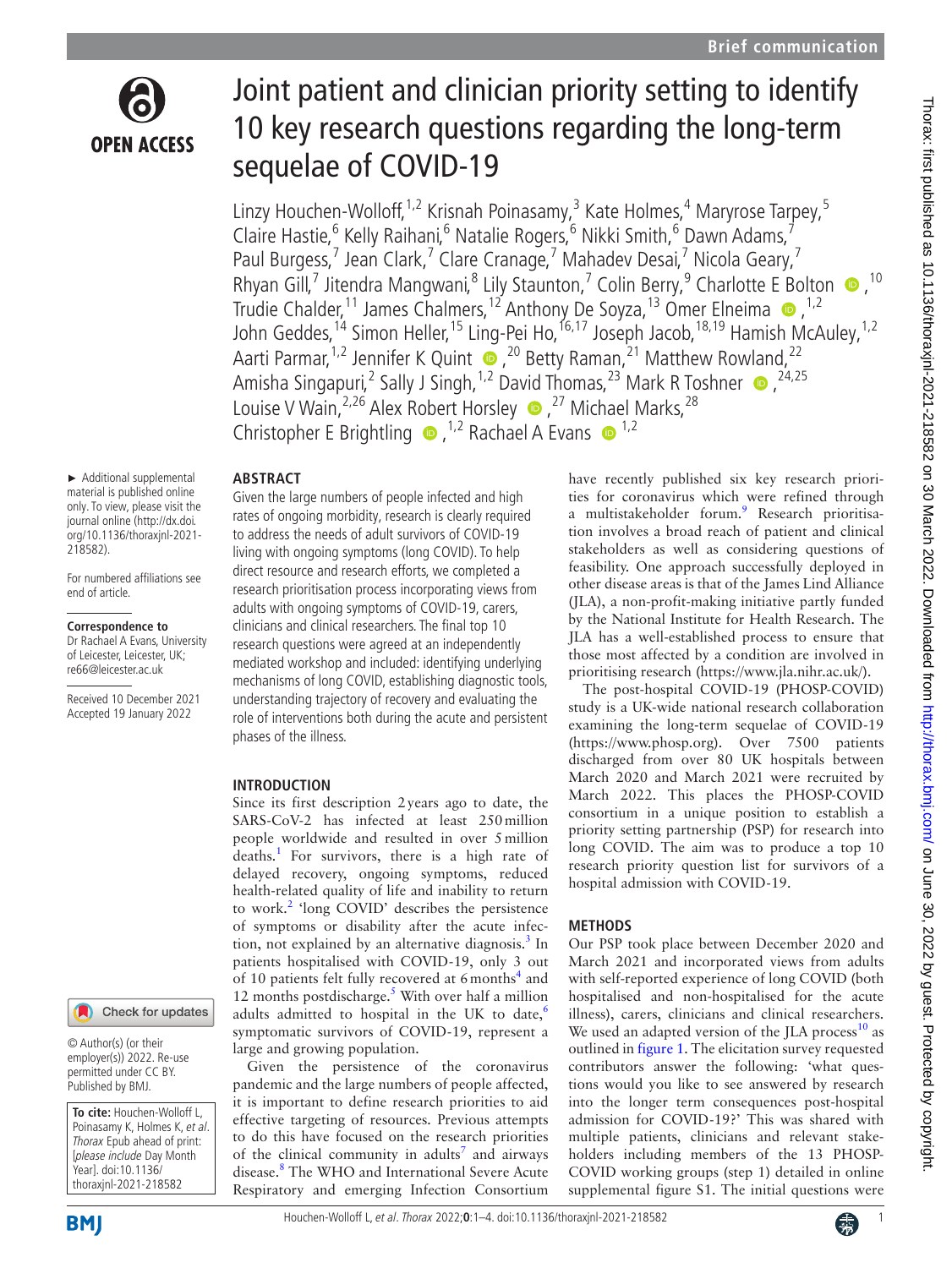# Joint patient and clinician priority setting to identify 10 key research questions regarding the long-term sequelae of COVID-19

Linzy Houchen-Wolloff,[1,2] Krisnah Poinasamy,[3] Kate Holmes,[4] Maryrose Tarpey,[5] Claire Hastie,[6] Kelly Raihani,[6] Natalie Rogers,[6] Nikki Smith,[6] Dawn Adams,[7] Paul Burgess,[7] Jean Clark,[7] Clare Cranage,[7] Mahadev Desai,[7] Nicola Geary,[7] Rhyan Gill,[7] Jitendra Mangwani,[8] Lily Staunton,[7] Colin Berry,[9] Charlotte E Bolton,[10] Trudie Chalder,[11] James Chalmers,[12] Anthony De Soyza,[13] Omer Elneima,[1,2] John Geddes,[14] Simon Heller,[15] Ling-Pei Ho,[16,17] Joseph Jacob,[18,19] Hamish McAuley,[1,2] Aarti Parmar,[1,2] Jennifer K Quint,[20] Betty Raman,[21] Matthew Rowland,[22] Amisha Singapuri,[2] Sally J Singh,[1,2] David Thomas,[23] Mark R Toshner,[24,25] Louise V Wain,[2,26] Alex Robert Horsley,[27] Michael Marks,[28] Christopher E Brightling,[1,2] Rachael A Evans[1,2]

► Additional supplemental material is published online only. To view, please visit the journal online (http://dx.doi.org/10.1136/thoraxjnl-2021-218582).

For numbered affiliations see end of article.

**Correspondence to**
Dr Rachael A Evans, University of Leicester, Leicester, UK; re66@leicester.ac.uk

Received 10 December 2021
Accepted 19 January 2022

© Author(s) (or their employer(s)) 2022. Re-use permitted under CC BY. Published by BMJ.

**To cite:** Houchen-Wolloff L, Poinasamy K, Holmes K, *et al*. *Thorax* Epub ahead of print: [*please include* Day Month Year]. doi:10.1136/thoraxjnl-2021-218582

## ABSTRACT

Given the large numbers of people infected and high rates of ongoing morbidity, research is clearly required to address the needs of adult survivors of COVID-19 living with ongoing symptoms (long COVID). To help direct resource and research efforts, we completed a research prioritisation process incorporating views from adults with ongoing symptoms of COVID-19, carers, clinicians and clinical researchers. The final top 10 research questions were agreed at an independently mediated workshop and included: identifying underlying mechanisms of long COVID, establishing diagnostic tools, understanding trajectory of recovery and evaluating the role of interventions both during the acute and persistent phases of the illness.

## INTRODUCTION

Since its first description 2 years ago to date, the SARS-CoV-2 has infected at least 250 million people worldwide and resulted in over 5 million deaths.[1] For survivors, there is a high rate of delayed recovery, ongoing symptoms, reduced health-related quality of life and inability to return to work.[2] 'long COVID' describes the persistence of symptoms or disability after the acute infection, not explained by an alternative diagnosis.[3] In patients hospitalised with COVID-19, only 3 out of 10 patients felt fully recovered at 6 months[4] and 12 months postdischarge.[5] With over half a million adults admitted to hospital in the UK to date,[6] symptomatic survivors of COVID-19, represent a large and growing population.

Given the persistence of the coronavirus pandemic and the large numbers of people affected, it is important to define research priorities to aid effective targeting of resources. Previous attempts to do this have focused on the research priorities of the clinical community in adults[7] and airways disease.[8] The WHO and International Severe Acute Respiratory and emerging Infection Consortium have recently published six key research priorities for coronavirus which were refined through a multistakeholder forum.[9] Research prioritisation involves a broad reach of patient and clinical stakeholders as well as considering questions of feasibility. One approach successfully deployed in other disease areas is that of the James Lind Alliance (JLA), a non-profit-making initiative partly funded by the National Institute for Health Research. The JLA has a well-established process to ensure that those most affected by a condition are involved in prioritising research (https://www.jla.nihr.ac.uk/).

The post-hospital COVID-19 (PHOSP-COVID) study is a UK-wide national research collaboration examining the long-term sequelae of COVID-19 (https://www.phosp.org). Over 7500 patients discharged from over 80 UK hospitals between March 2020 and March 2021 were recruited by March 2022. This places the PHOSP-COVID consortium in a unique position to establish a priority setting partnership (PSP) for research into long COVID. The aim was to produce a top 10 research priority question list for survivors of a hospital admission with COVID-19.

## METHODS

Our PSP took place between December 2020 and March 2021 and incorporated views from adults with self-reported experience of long COVID (both hospitalised and non-hospitalised for the acute illness), carers, clinicians and clinical researchers. We used an adapted version of the JLA process[10] as outlined in figure 1. The elicitation survey requested contributors answer the following: 'what questions would you like to see answered by research into the longer term consequences post-hospital admission for COVID-19?' This was shared with multiple patients, clinicians and relevant stakeholders including members of the 13 PHOSP-COVID working groups (step 1) detailed in online supplemental figure S1. The initial questions were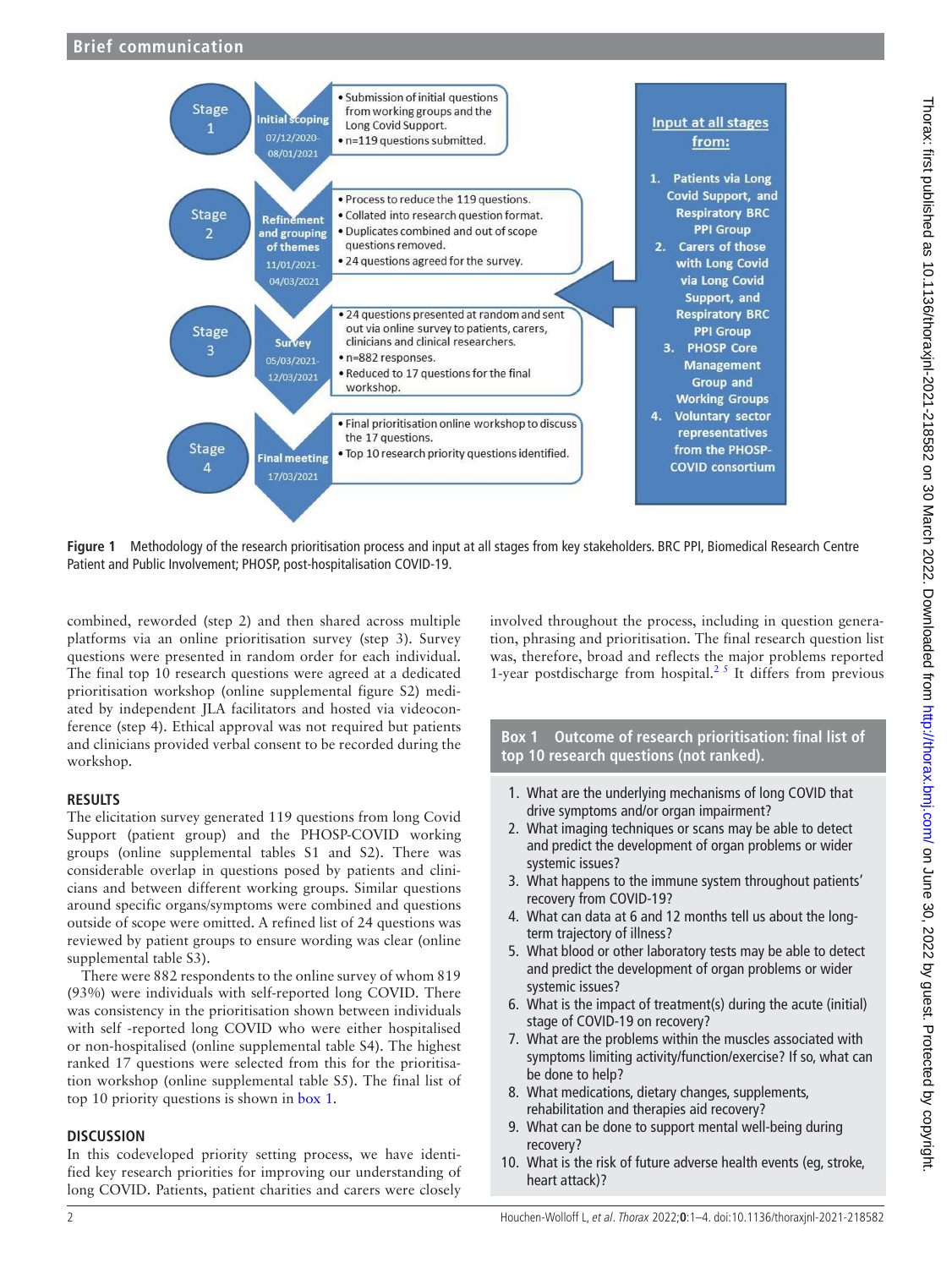Stage 1 — Initial scoping (07/12/2020–08/01/2021)
- Submission of initial questions from working groups and the Long Covid Support.
- n=119 questions submitted.

Stage 2 — Refinement and grouping of themes (11/01/2021–04/03/2021)
- Process to reduce the 119 questions.
- Collated into research question format.
- Duplicates combined and out of scope questions removed.
- 24 questions agreed for the survey.

Stage 3 — Survey (05/03/2021–12/03/2021)
- 24 questions presented at random and sent out via online survey to patients, carers, clinicians and clinical researchers.
- n=882 responses.
- Reduced to 17 questions for the final workshop.

Stage 4 — Final meeting (17/03/2021)
- Final prioritisation online workshop to discuss the 17 questions.
- Top 10 research priority questions identified.

Input at all stages from:
1. Patients via Long Covid Support, and Respiratory BRC PPI Group
2. Carers of those with Long Covid via Long Covid Support, and Respiratory BRC PPI Group
3. PHOSP Core Management Group and Working Groups
4. Voluntary sector representatives from the PHOSP-COVID consortium

**Figure 1** Methodology of the research prioritisation process and input at all stages from key stakeholders. BRC PPI, Biomedical Research Centre Patient and Public Involvement; PHOSP, post-hospitalisation COVID-19.

combined, reworded (step 2) and then shared across multiple platforms via an online prioritisation survey (step 3). Survey questions were presented in random order for each individual. The final top 10 research questions were agreed at a dedicated prioritisation workshop (online supplemental figure S2) mediated by independent JLA facilitators and hosted via videoconference (step 4). Ethical approval was not required but patients and clinicians provided verbal consent to be recorded during the workshop.

## RESULTS

The elicitation survey generated 119 questions from long Covid Support (patient group) and the PHOSP-COVID working groups (online supplemental tables S1 and S2). There was considerable overlap in questions posed by patients and clinicians and between different working groups. Similar questions around specific organs/symptoms were combined and questions outside of scope were omitted. A refined list of 24 questions was reviewed by patient groups to ensure wording was clear (online supplemental table S3).

There were 882 respondents to the online survey of whom 819 (93%) were individuals with self-reported long COVID. There was consistency in the prioritisation shown between individuals with self -reported long COVID who were either hospitalised or non-hospitalised (online supplemental table S4). The highest ranked 17 questions were selected from this for the prioritisation workshop (online supplemental table S5). The final list of top 10 priority questions is shown in box 1.

## DISCUSSION

In this codeveloped priority setting process, we have identified key research priorities for improving our understanding of long COVID. Patients, patient charities and carers were closely involved throughout the process, including in question generation, phrasing and prioritisation. The final research question list was, therefore, broad and reflects the major problems reported 1-year postdischarge from hospital.[2,5] It differs from previous

**Box 1 Outcome of research prioritisation: final list of top 10 research questions (not ranked).**

1. What are the underlying mechanisms of long COVID that drive symptoms and/or organ impairment?
2. What imaging techniques or scans may be able to detect and predict the development of organ problems or wider systemic issues?
3. What happens to the immune system throughout patients' recovery from COVID-19?
4. What can data at 6 and 12 months tell us about the long-term trajectory of illness?
5. What blood or other laboratory tests may be able to detect and predict the development of organ problems or wider systemic issues?
6. What is the impact of treatment(s) during the acute (initial) stage of COVID-19 on recovery?
7. What are the problems within the muscles associated with symptoms limiting activity/function/exercise? If so, what can be done to help?
8. What medications, dietary changes, supplements, rehabilitation and therapies aid recovery?
9. What can be done to support mental well-being during recovery?
10. What is the risk of future adverse health events (eg, stroke, heart attack)?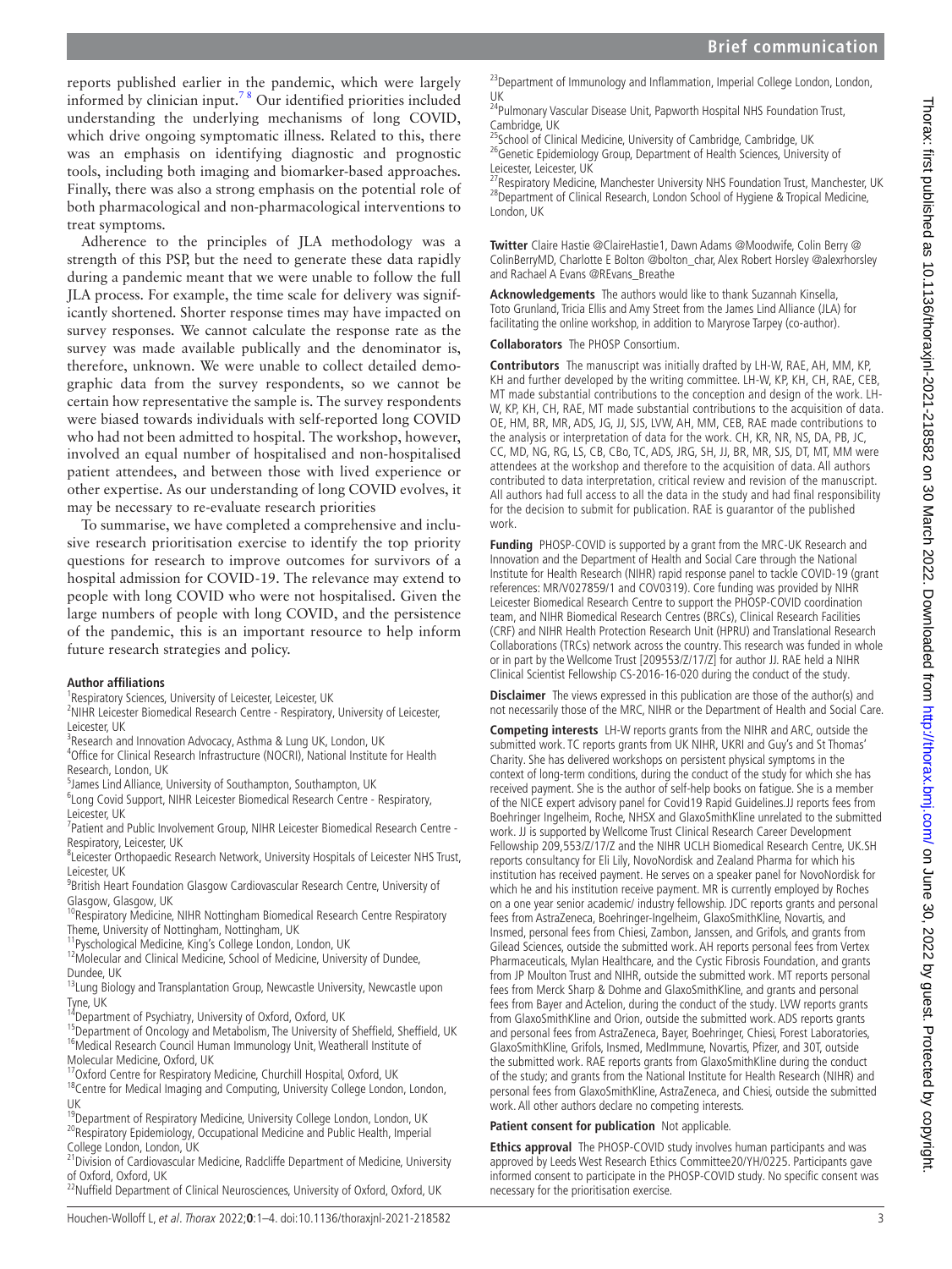reports published earlier in the pandemic, which were largely informed by clinician input.[7,8] Our identified priorities included understanding the underlying mechanisms of long COVID, which drive ongoing symptomatic illness. Related to this, there was an emphasis on identifying diagnostic and prognostic tools, including both imaging and biomarker-based approaches. Finally, there was also a strong emphasis on the potential role of both pharmacological and non-pharmacological interventions to treat symptoms.

Adherence to the principles of JLA methodology was a strength of this PSP, but the need to generate these data rapidly during a pandemic meant that we were unable to follow the full JLA process. For example, the time scale for delivery was significantly shortened. Shorter response times may have impacted on survey responses. We cannot calculate the response rate as the survey was made available publically and the denominator is, therefore, unknown. We were unable to collect detailed demographic data from the survey respondents, so we cannot be certain how representative the sample is. The survey respondents were biased towards individuals with self-reported long COVID who had not been admitted to hospital. The workshop, however, involved an equal number of hospitalised and non-hospitalised patient attendees, and between those with lived experience or other expertise. As our understanding of long COVID evolves, it may be necessary to re-evaluate research priorities

To summarise, we have completed a comprehensive and inclusive research prioritisation exercise to identify the top priority questions for research to improve outcomes for survivors of a hospital admission for COVID-19. The relevance may extend to people with long COVID who were not hospitalised. Given the large numbers of people with long COVID, and the persistence of the pandemic, this is an important resource to help inform future research strategies and policy.

#### Author affiliations

[1]Respiratory Sciences, University of Leicester, Leicester, UK
[2]NIHR Leicester Biomedical Research Centre - Respiratory, University of Leicester, Leicester, UK
[3]Research and Innovation Advocacy, Asthma & Lung UK, London, UK
[4]Office for Clinical Research Infrastructure (NOCRI), National Institute for Health Research, London, UK
[5]James Lind Alliance, University of Southampton, Southampton, UK
[6]Long Covid Support, NIHR Leicester Biomedical Research Centre - Respiratory, Leicester, UK
[7]Patient and Public Involvement Group, NIHR Leicester Biomedical Research Centre - Respiratory, Leicester, UK
[8]Leicester Orthopaedic Research Network, University Hospitals of Leicester NHS Trust, Leicester, UK
[9]British Heart Foundation Glasgow Cardiovascular Research Centre, University of Glasgow, Glasgow, UK
[10]Respiratory Medicine, NIHR Nottingham Biomedical Research Centre Respiratory Theme, University of Nottingham, Nottingham, UK
[11]Pyschological Medicine, King's College London, London, UK
[12]Molecular and Clinical Medicine, School of Medicine, University of Dundee, Dundee, UK
[13]Lung Biology and Transplantation Group, Newcastle University, Newcastle upon Tyne, UK
[14]Department of Psychiatry, University of Oxford, Oxford, UK
[15]Department of Oncology and Metabolism, The University of Sheffield, Sheffield, UK
[16]Medical Research Council Human Immunology Unit, Weatherall Institute of Molecular Medicine, Oxford, UK
[17]Oxford Centre for Respiratory Medicine, Churchill Hospital, Oxford, UK
[18]Centre for Medical Imaging and Computing, University College London, London, UK
[19]Department of Respiratory Medicine, University College London, London, UK
[20]Respiratory Epidemiology, Occupational Medicine and Public Health, Imperial College London, London, UK
[21]Division of Cardiovascular Medicine, Radcliffe Department of Medicine, University of Oxford, Oxford, UK
[22]Nuffield Department of Clinical Neurosciences, University of Oxford, Oxford, UK
[23]Department of Immunology and Inflammation, Imperial College London, London, UK
[24]Pulmonary Vascular Disease Unit, Papworth Hospital NHS Foundation Trust, Cambridge, UK
[25]School of Clinical Medicine, University of Cambridge, Cambridge, UK
[26]Genetic Epidemiology Group, Department of Health Sciences, University of Leicester, Leicester, UK
[27]Respiratory Medicine, Manchester University NHS Foundation Trust, Manchester, UK
[28]Department of Clinical Research, London School of Hygiene & Tropical Medicine, London, UK

**Twitter** Claire Hastie @ClaireHastie1, Dawn Adams @Moodwife, Colin Berry @ColinBerryMD, Charlotte E Bolton @bolton_char, Alex Robert Horsley @alexrhorsley and Rachael A Evans @REvans_Breathe

**Acknowledgements** The authors would like to thank Suzannah Kinsella, Toto Grunland, Tricia Ellis and Amy Street from the James Lind Alliance (JLA) for facilitating the online workshop, in addition to Maryrose Tarpey (co-author).

**Collaborators** The PHOSP Consortium.

**Contributors** The manuscript was initially drafted by LH-W, RAE, AH, MM, KP, KH and further developed by the writing committee. LH-W, KP, KH, CH, RAE, CEB, MT made substantial contributions to the conception and design of the work. LH-W, KP, KH, CH, RAE, MT made substantial contributions to the acquisition of data. OE, HM, BR, MR, ADS, JG, JJ, SJS, LVW, AH, MM, CEB, RAE made contributions to the analysis or interpretation of data for the work. CH, KR, NR, NS, DA, PB, JC, CC, MD, NG, RG, LS, CB, CBo, TC, ADS, JRG, SH, JJ, BR, MR, SJS, DT, MT, MM were attendees at the workshop and therefore to the acquisition of data. All authors contributed to data interpretation, critical review and revision of the manuscript. All authors had full access to all the data in the study and had final responsibility for the decision to submit for publication. RAE is guarantor of the published work.

**Funding** PHOSP-COVID is supported by a grant from the MRC-UK Research and Innovation and the Department of Health and Social Care through the National Institute for Health Research (NIHR) rapid response panel to tackle COVID-19 (grant references: MR/V027859/1 and COV0319). Core funding was provided by NIHR Leicester Biomedical Research Centre to support the PHOSP-COVID coordination team, and NIHR Biomedical Research Centres (BRCs), Clinical Research Facilities (CRF) and NIHR Health Protection Research Unit (HPRU) and Translational Research Collaborations (TRCs) network across the country. This research was funded in whole or in part by the Wellcome Trust [209553/Z/17/Z] for author JJ. RAE held a NIHR Clinical Scientist Fellowship CS-2016-16-020 during the conduct of the study.

**Disclaimer** The views expressed in this publication are those of the author(s) and not necessarily those of the MRC, NIHR or the Department of Health and Social Care.

**Competing interests** LH-W reports grants from the NIHR and ARC, outside the submitted work. TC reports grants from UK NIHR, UKRI and Guy's and St Thomas' Charity. She has delivered workshops on persistent physical symptoms in the context of long-term conditions, during the conduct of the study for which she has received payment. She is the author of self-help books on fatigue. She is a member of the NICE expert advisory panel for Covid19 Rapid Guidelines.JJ reports fees from Boehringer Ingelheim, Roche, NHSX and GlaxoSmithKline unrelated to the submitted work. JJ is supported by Wellcome Trust Clinical Research Career Development Fellowship 209,553/Z/17/Z and the NIHR UCLH Biomedical Research Centre, UK.SH reports consultancy for Eli Lily, NovoNordisk and Zealand Pharma for which his institution has received payment. He serves on a speaker panel for NovoNordisk for which he and his institution receive payment. MR is currently employed by Roches on a one year senior academic/ industry fellowship. JDC reports grants and personal fees from AstraZeneca, Boehringer-Ingelheim, GlaxoSmithKline, Novartis, and Insmed, personal fees from Chiesi, Zambon, Janssen, and Grifols, and grants from Gilead Sciences, outside the submitted work. AH reports personal fees from Vertex Pharmaceuticals, Mylan Healthcare, and the Cystic Fibrosis Foundation, and grants from JP Moulton Trust and NIHR, outside the submitted work. MT reports personal fees from Merck Sharp & Dohme and GlaxoSmithKline, and grants and personal fees from Bayer and Actelion, during the conduct of the study. LVW reports grants from GlaxoSmithKline and Orion, outside the submitted work. ADS reports grants and personal fees from AstraZeneca, Bayer, Boehringer, Chiesi, Forest Laboratories, GlaxoSmithKline, Grifols, Insmed, MedImmune, Novartis, Pfizer, and 30T, outside the submitted work. RAE reports grants from GlaxoSmithKline during the conduct of the study; and grants from the National Institute for Health Research (NIHR) and personal fees from GlaxoSmithKline, AstraZeneca, and Chiesi, outside the submitted work. All other authors declare no competing interests.

**Patient consent for publication** Not applicable.

**Ethics approval** The PHOSP-COVID study involves human participants and was approved by Leeds West Research Ethics Committee20/YH/0225. Participants gave informed consent to participate in the PHOSP-COVID study. No specific consent was necessary for the prioritisation exercise.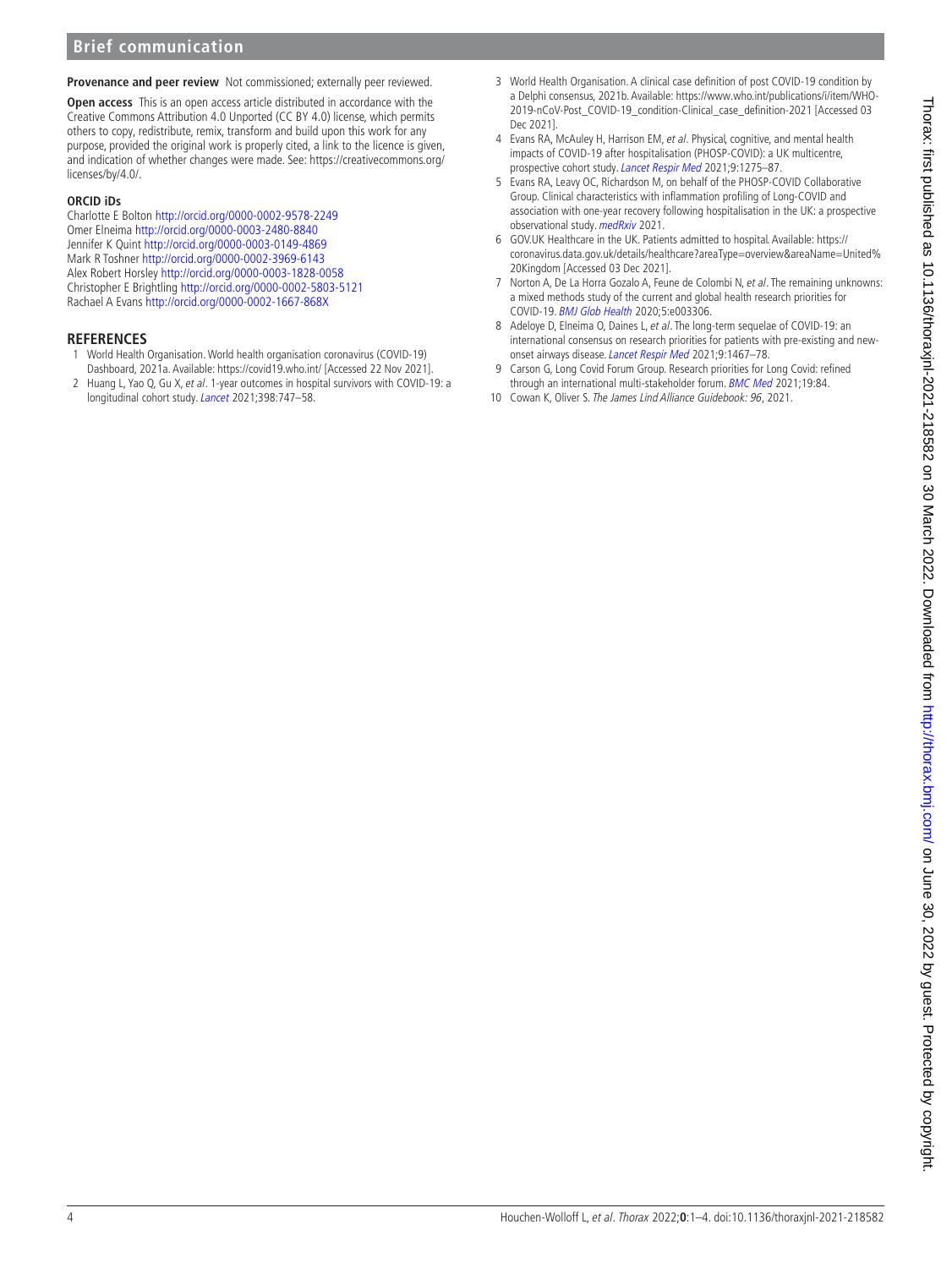**Provenance and peer review** Not commissioned; externally peer reviewed.

**Open access** This is an open access article distributed in accordance with the Creative Commons Attribution 4.0 Unported (CC BY 4.0) license, which permits others to copy, redistribute, remix, transform and build upon this work for any purpose, provided the original work is properly cited, a link to the licence is given, and indication of whether changes were made. See: https://creativecommons.org/licenses/by/4.0/.

**ORCID iDs**

Charlotte E Bolton http://orcid.org/0000-0002-9578-2249
Omer Elneima http://orcid.org/0000-0003-2480-8840
Jennifer K Quint http://orcid.org/0000-0003-0149-4869
Mark R Toshner http://orcid.org/0000-0002-3969-6143
Alex Robert Horsley http://orcid.org/0000-0003-1828-0058
Christopher E Brightling http://orcid.org/0000-0002-5803-5121
Rachael A Evans http://orcid.org/0000-0002-1667-868X

## REFERENCES

1. World Health Organisation. World health organisation coronavirus (COVID-19) Dashboard, 2021a. Available: https://covid19.who.int/ [Accessed 22 Nov 2021].
2. Huang L, Yao Q, Gu X, *et al*. 1-year outcomes in hospital survivors with COVID-19: a longitudinal cohort study. *Lancet* 2021;398:747–58.
3. World Health Organisation. A clinical case definition of post COVID-19 condition by a Delphi consensus, 2021b. Available: https://www.who.int/publications/i/item/WHO-2019-nCoV-Post_COVID-19_condition-Clinical_case_definition-2021 [Accessed 03 Dec 2021].
4. Evans RA, McAuley H, Harrison EM, *et al*. Physical, cognitive, and mental health impacts of COVID-19 after hospitalisation (PHOSP-COVID): a UK multicentre, prospective cohort study. *Lancet Respir Med* 2021;9:1275–87.
5. Evans RA, Leavy OC, Richardson M, on behalf of the PHOSP-COVID Collaborative Group. Clinical characteristics with inflammation profiling of Long-COVID and association with one-year recovery following hospitalisation in the UK: a prospective observational study. *medRxiv* 2021.
6. GOV.UK Healthcare in the UK. Patients admitted to hospital. Available: https://coronavirus.data.gov.uk/details/healthcare?areaType=overview&areaName=United%20Kingdom [Accessed 03 Dec 2021].
7. Norton A, De La Horra Gozalo A, Feune de Colombi N, *et al*. The remaining unknowns: a mixed methods study of the current and global health research priorities for COVID-19. *BMJ Glob Health* 2020;5:e003306.
8. Adeloye D, Elneima O, Daines L, *et al*. The long-term sequelae of COVID-19: an international consensus on research priorities for patients with pre-existing and new-onset airways disease. *Lancet Respir Med* 2021;9:1467–78.
9. Carson G, Long Covid Forum Group. Research priorities for Long Covid: refined through an international multi-stakeholder forum. *BMC Med* 2021;19:84.
10. Cowan K, Oliver S. *The James Lind Alliance Guidebook: 96*, 2021.